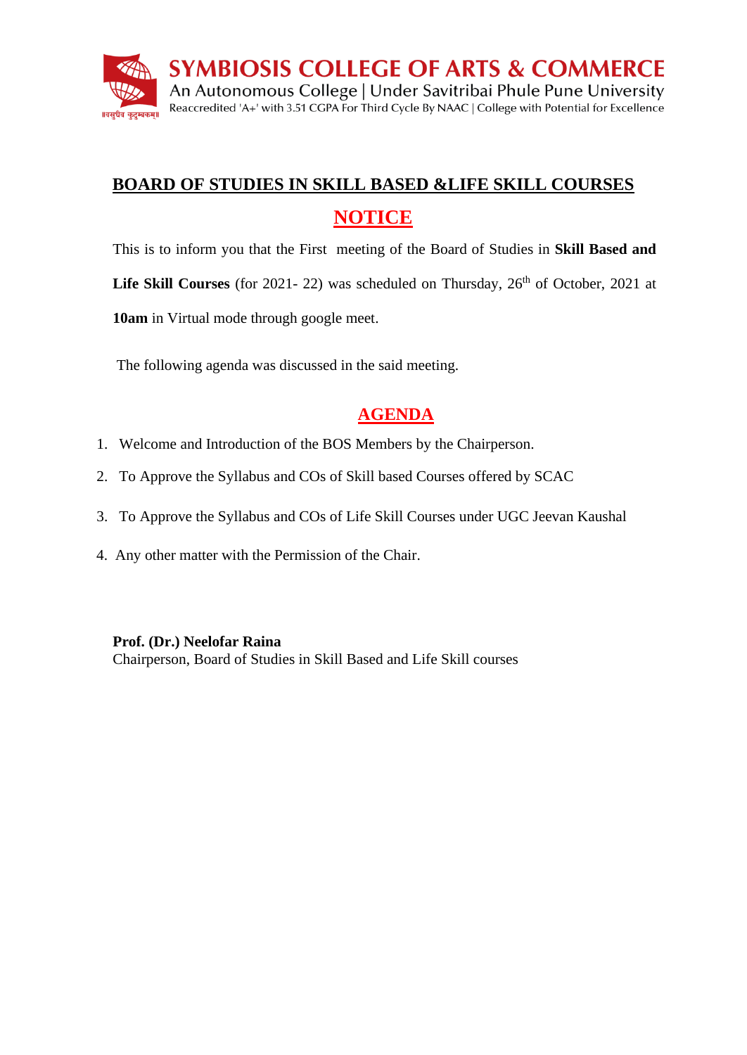**SYMBIOSIS COLLEGE OF ARTS & COMMERCE**
An Autonomous College | Under Savitribai Phule Pune University
Reaccredited 'A+' with 3.51 CGPA For Third Cycle By NAAC | College with Potential for Excellence

॥वसुधैव कुटुम्बकम्॥

## BOARD OF STUDIES IN SKILL BASED &LIFE SKILL COURSES

## NOTICE

This is to inform you that the First meeting of the Board of Studies in **Skill Based and Life Skill Courses** (for 2021- 22) was scheduled on Thursday, 26th of October, 2021 at **10am** in Virtual mode through google meet.

The following agenda was discussed in the said meeting.

## AGENDA

1. Welcome and Introduction of the BOS Members by the Chairperson.
2. To Approve the Syllabus and COs of Skill based Courses offered by SCAC
3. To Approve the Syllabus and COs of Life Skill Courses under UGC Jeevan Kaushal
4. Any other matter with the Permission of the Chair.

**Prof. (Dr.) Neelofar Raina**
Chairperson, Board of Studies in Skill Based and Life Skill courses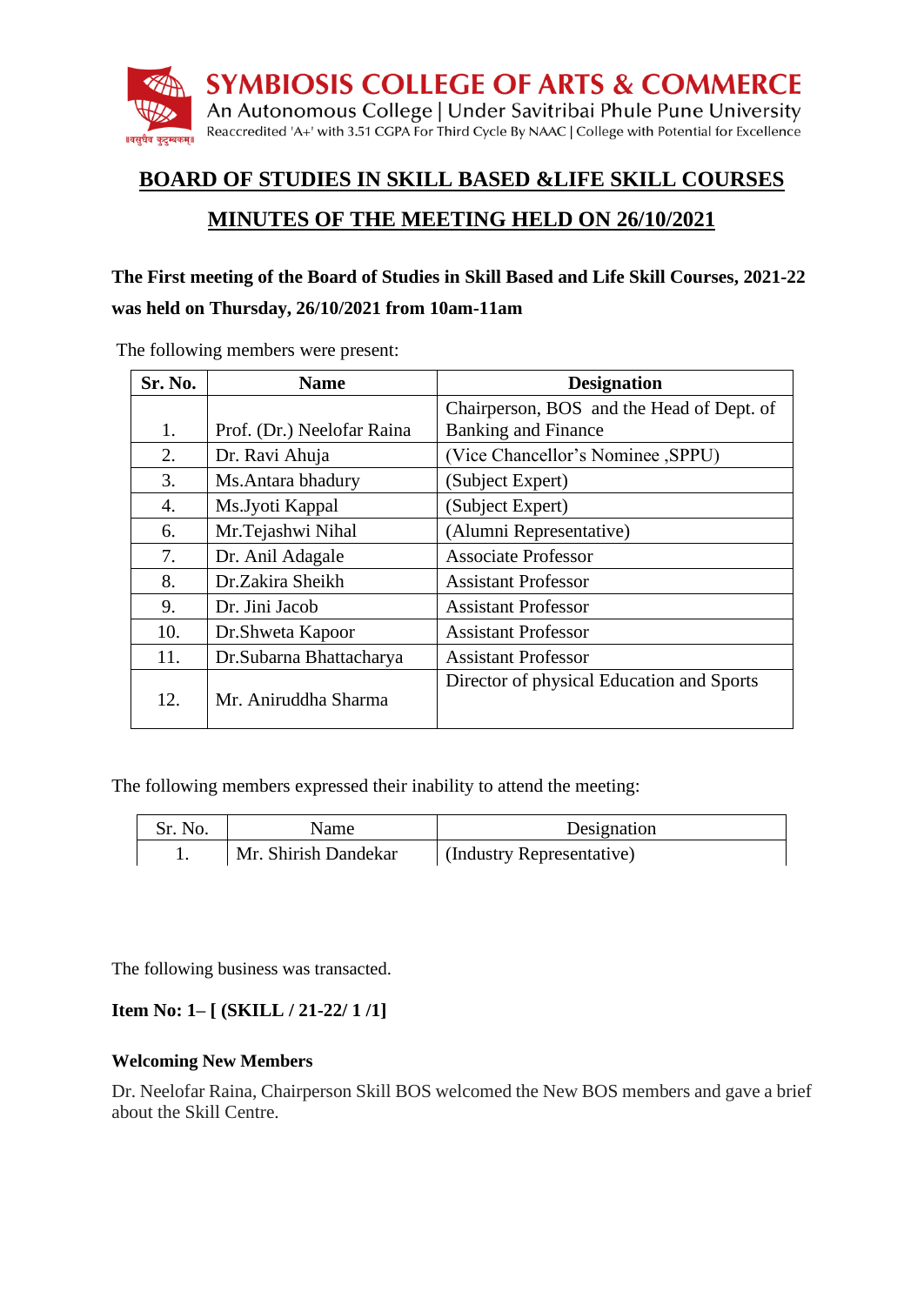**SYMBIOSIS COLLEGE OF ARTS & COMMERCE**
An Autonomous College | Under Savitribai Phule Pune University
Reaccredited 'A+' with 3.51 CGPA For Third Cycle By NAAC | College with Potential for Excellence

# BOARD OF STUDIES IN SKILL BASED &LIFE SKILL COURSES

## MINUTES OF THE MEETING HELD ON 26/10/2021

**The First meeting of the Board of Studies in Skill Based and Life Skill Courses, 2021-22 was held on Thursday, 26/10/2021 from 10am-11am**

The following members were present:

| Sr. No. | Name | Designation |
|---|---|---|
| 1. | Prof. (Dr.) Neelofar Raina | Chairperson, BOS and the Head of Dept. of Banking and Finance |
| 2. | Dr. Ravi Ahuja | (Vice Chancellor's Nominee ,SPPU) |
| 3. | Ms.Antara bhadury | (Subject Expert) |
| 4. | Ms.Jyoti Kappal | (Subject Expert) |
| 6. | Mr.Tejashwi Nihal | (Alumni Representative) |
| 7. | Dr. Anil Adagale | Associate Professor |
| 8. | Dr.Zakira Sheikh | Assistant Professor |
| 9. | Dr. Jini Jacob | Assistant Professor |
| 10. | Dr.Shweta Kapoor | Assistant Professor |
| 11. | Dr.Subarna Bhattacharya | Assistant Professor |
| 12. | Mr. Aniruddha Sharma | Director of physical Education and Sports |

The following members expressed their inability to attend the meeting:

| Sr. No. | Name | Designation |
|---|---|---|
| 1. | Mr. Shirish Dandekar | (Industry Representative) |

The following business was transacted.

**Item No: 1– [ (SKILL / 21-22/ 1 /1]**

**Welcoming New Members**

Dr. Neelofar Raina, Chairperson Skill BOS welcomed the New BOS members and gave a brief about the Skill Centre.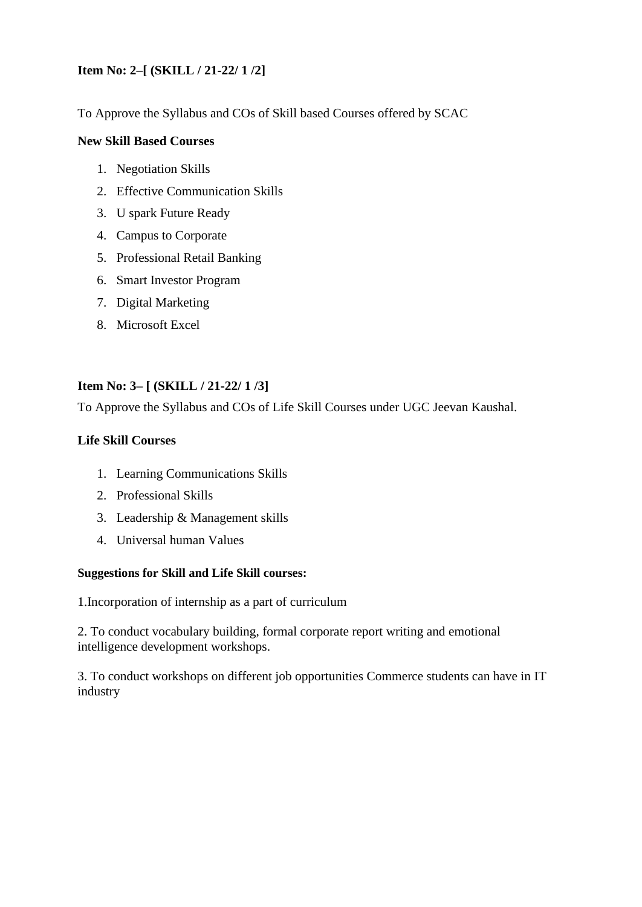**Item No: 2–[ (SKILL / 21-22/ 1 /2]**

To Approve the Syllabus and COs of Skill based Courses offered by SCAC

**New Skill Based Courses**

1. Negotiation Skills
2. Effective Communication Skills
3. U spark Future Ready
4. Campus to Corporate
5. Professional Retail Banking
6. Smart Investor Program
7. Digital Marketing
8. Microsoft Excel

**Item No: 3– [ (SKILL / 21-22/ 1 /3]**

To Approve the Syllabus and COs of Life Skill Courses under UGC Jeevan Kaushal.

**Life Skill Courses**

1. Learning Communications Skills
2. Professional Skills
3. Leadership & Management skills
4. Universal human Values

**Suggestions for Skill and Life Skill courses:**

1.Incorporation of internship as a part of curriculum

2. To conduct vocabulary building, formal corporate report writing and emotional intelligence development workshops.

3. To conduct workshops on different job opportunities Commerce students can have in IT industry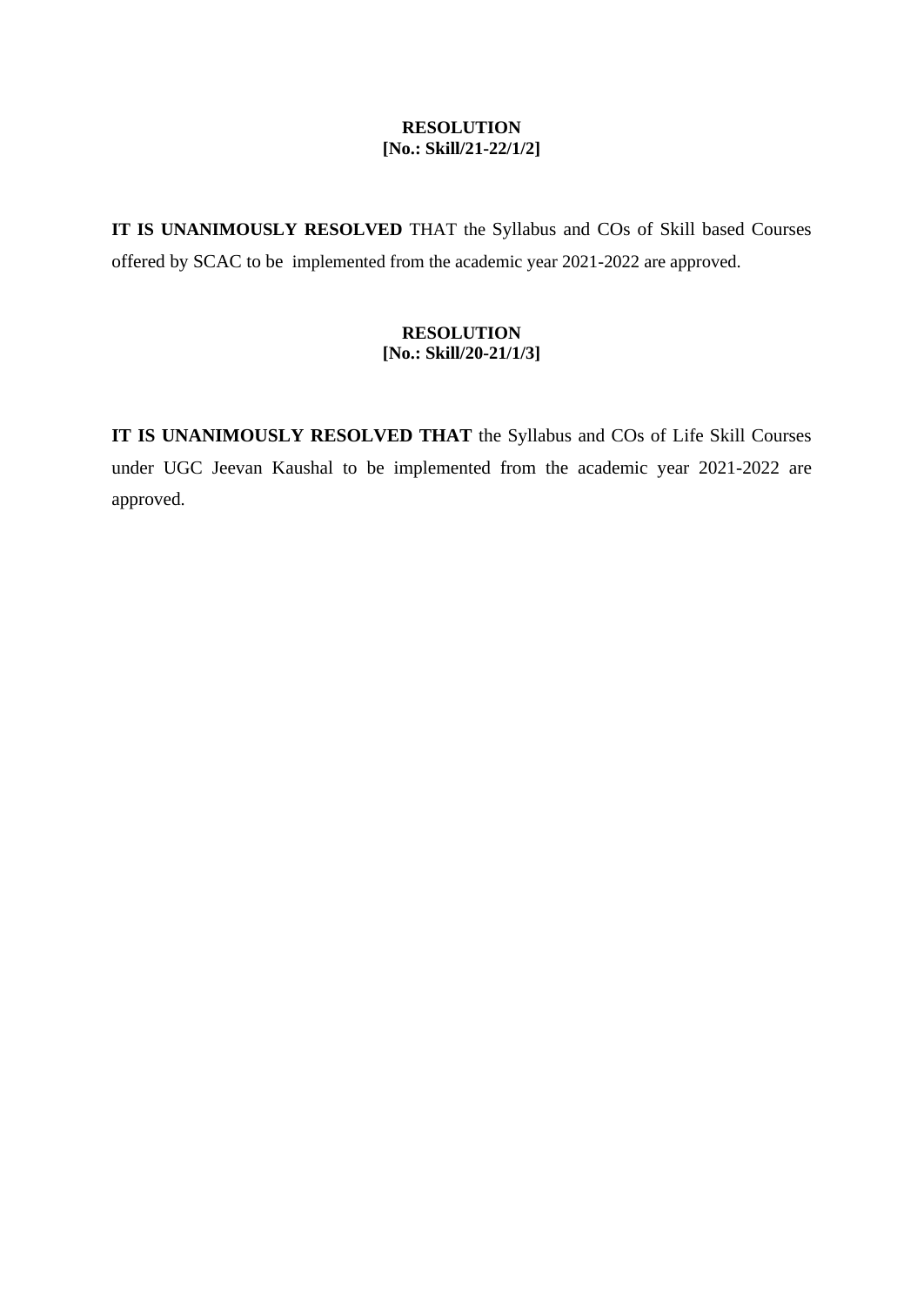**RESOLUTION**
**[No.: Skill/21-22/1/2]**

**IT IS UNANIMOUSLY RESOLVED** THAT the Syllabus and COs of Skill based Courses offered by SCAC to be implemented from the academic year 2021-2022 are approved.

**RESOLUTION**
**[No.: Skill/20-21/1/3]**

**IT IS UNANIMOUSLY RESOLVED THAT** the Syllabus and COs of Life Skill Courses under UGC Jeevan Kaushal to be implemented from the academic year 2021-2022 are approved.